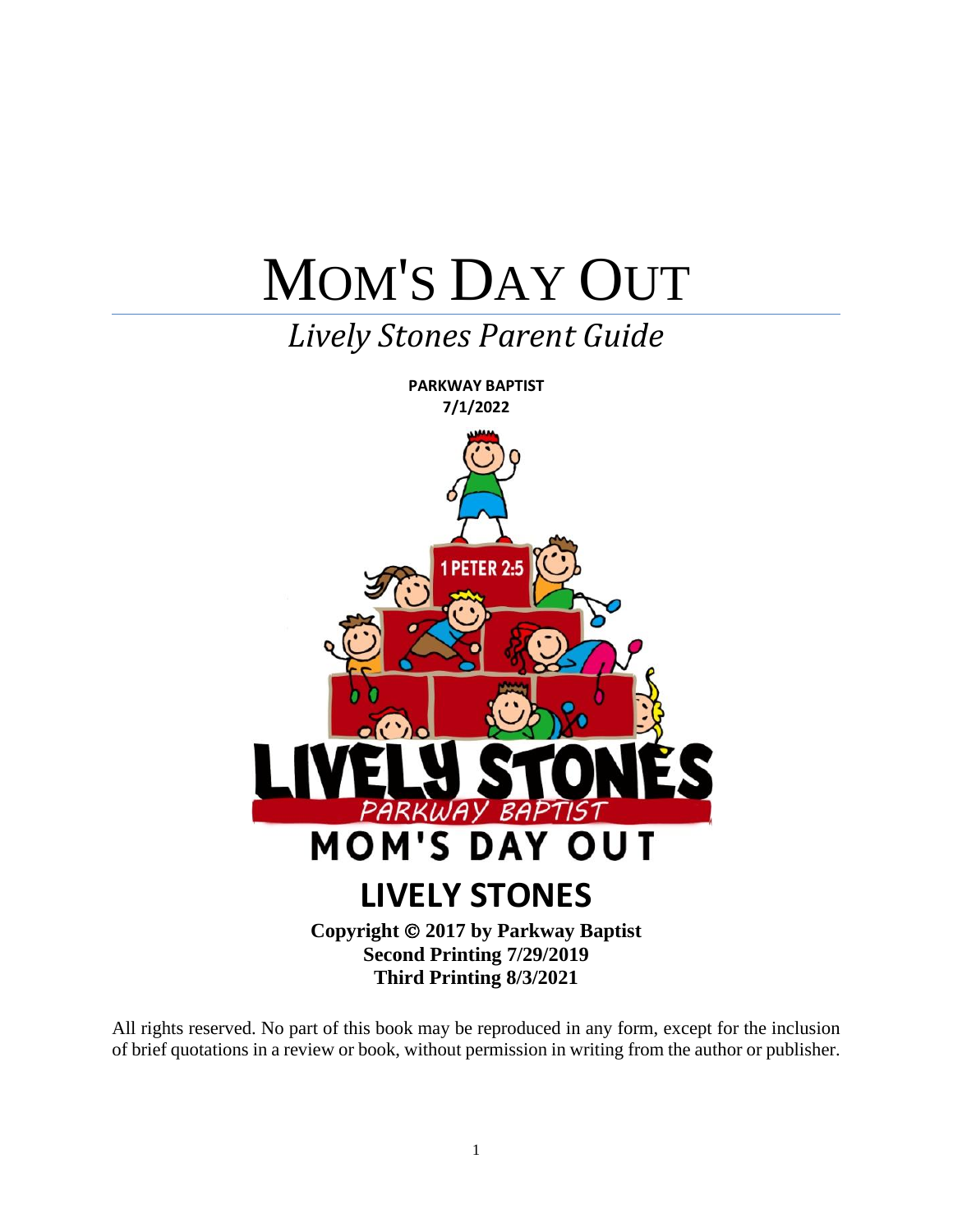# MOM'S DAY OUT

## *Lively Stones Parent Guide*

**PARKWAY BAPTIST**
**7/1/2022**

## LIVELY STONES

**Copyright © 2017 by Parkway Baptist**
**Second Printing 7/29/2019**
**Third Printing 8/3/2021**

All rights reserved. No part of this book may be reproduced in any form, except for the inclusion of brief quotations in a review or book, without permission in writing from the author or publisher.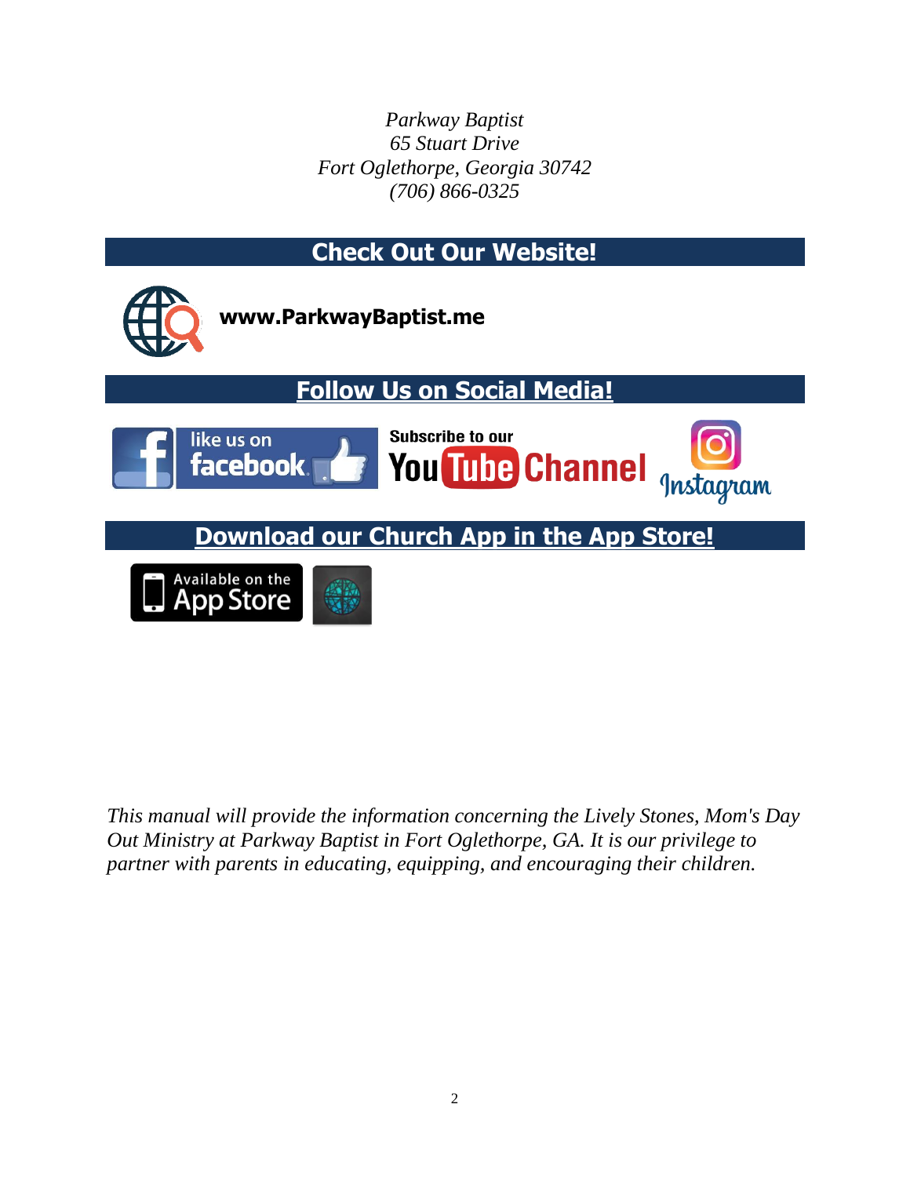*Parkway Baptist*
*65 Stuart Drive*
*Fort Oglethorpe, Georgia 30742*
*(706) 866-0325*

## Check Out Our Website!

**www.ParkwayBaptist.me**

## Follow Us on Social Media!

like us on facebook

Subscribe to our YouTube Channel

Instagram

## Download our Church App in the App Store!

Available on the App Store

*This manual will provide the information concerning the Lively Stones, Mom's Day Out Ministry at Parkway Baptist in Fort Oglethorpe, GA. It is our privilege to partner with parents in educating, equipping, and encouraging their children.*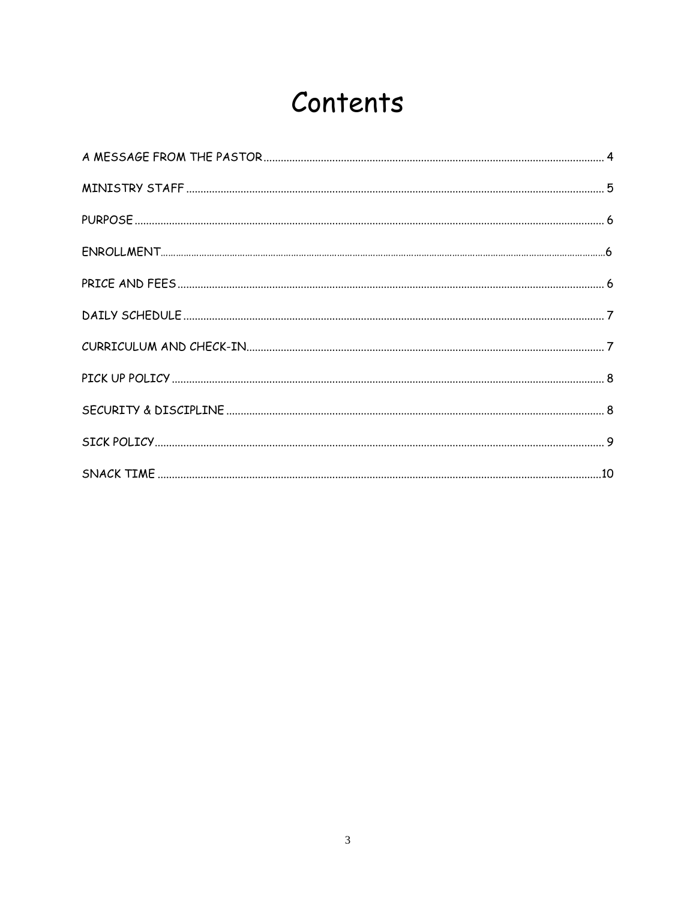# Contents

A MESSAGE FROM THE PASTOR .......... 4

MINISTRY STAFF .......... 5

PURPOSE .......... 6

ENROLLMENT .......... 6

PRICE AND FEES .......... 6

DAILY SCHEDULE .......... 7

CURRICULUM AND CHECK-IN .......... 7

PICK UP POLICY .......... 8

SECURITY & DISCIPLINE .......... 8

SICK POLICY .......... 9

SNACK TIME .......... 10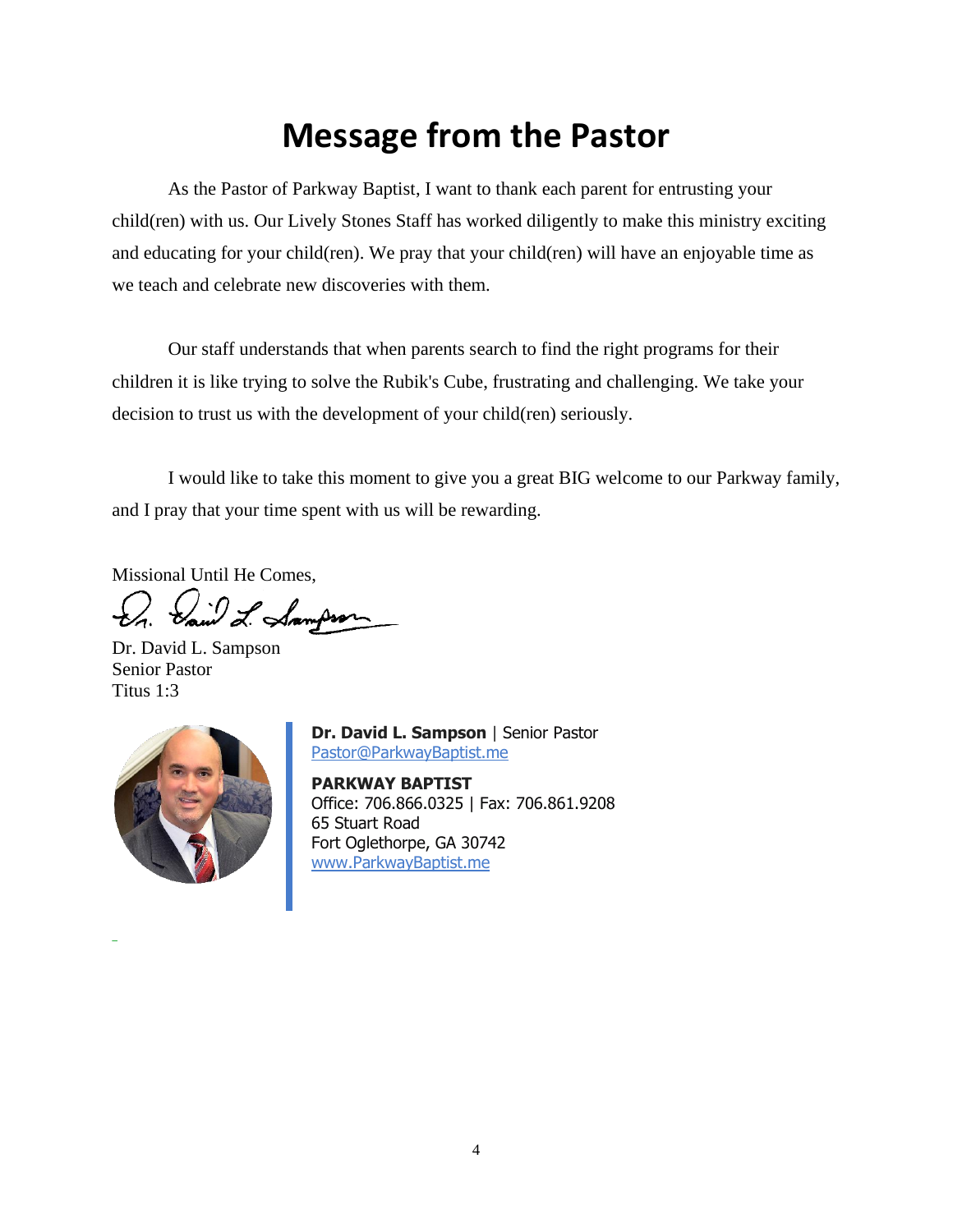# Message from the Pastor

As the Pastor of Parkway Baptist, I want to thank each parent for entrusting your child(ren) with us. Our Lively Stones Staff has worked diligently to make this ministry exciting and educating for your child(ren). We pray that your child(ren) will have an enjoyable time as we teach and celebrate new discoveries with them.

Our staff understands that when parents search to find the right programs for their children it is like trying to solve the Rubik's Cube, frustrating and challenging. We take your decision to trust us with the development of your child(ren) seriously.

I would like to take this moment to give you a great BIG welcome to our Parkway family, and I pray that your time spent with us will be rewarding.

Missional Until He Comes,

Dr. David L. Sampson
Senior Pastor
Titus 1:3

**Dr. David L. Sampson** | Senior Pastor
Pastor@ParkwayBaptist.me

**PARKWAY BAPTIST**
Office: 706.866.0325 | Fax: 706.861.9208
65 Stuart Road
Fort Oglethorpe, GA 30742
www.ParkwayBaptist.me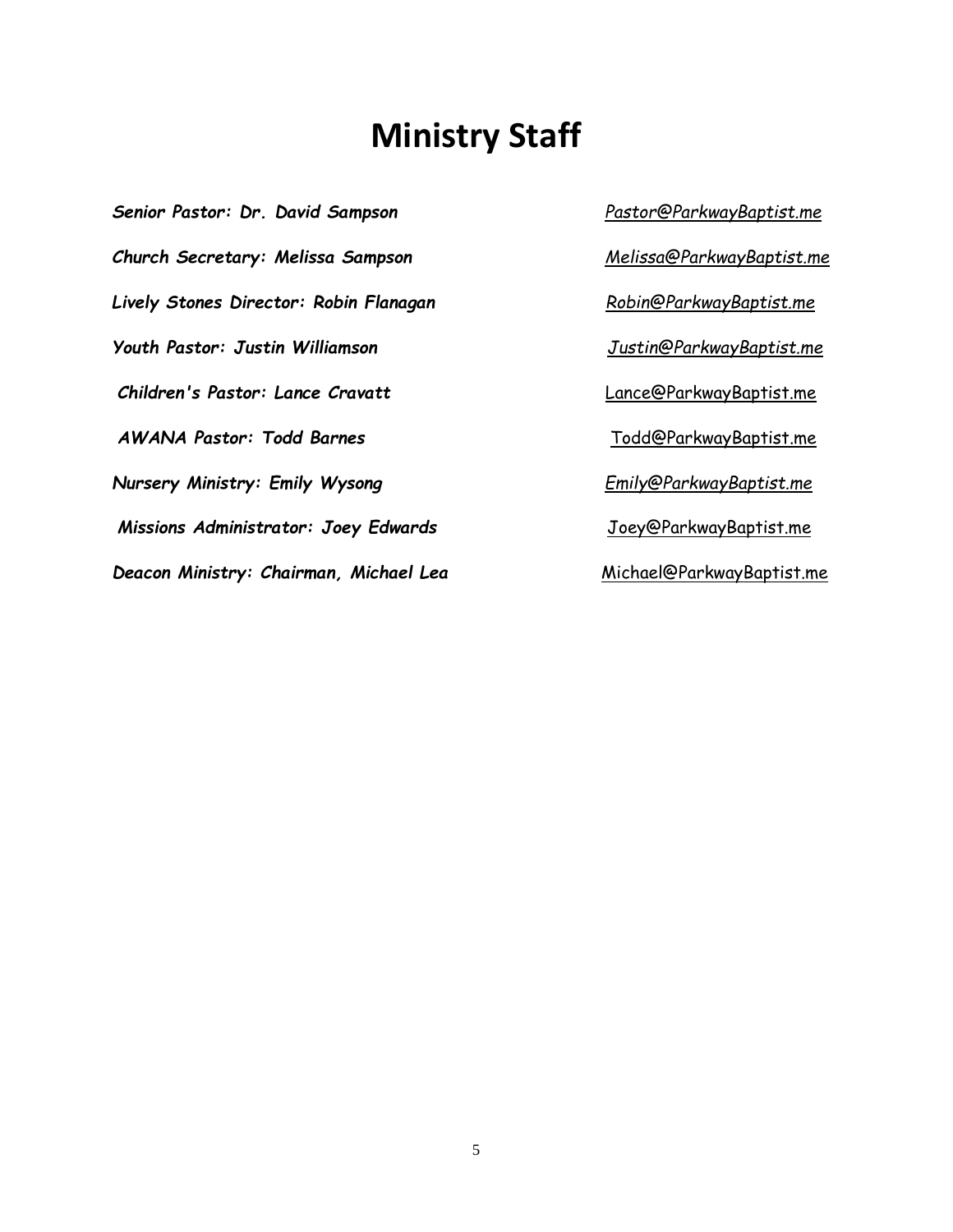# Ministry Staff

***Senior Pastor: Dr. David Sampson*** *Pastor@ParkwayBaptist.me*

***Church Secretary: Melissa Sampson*** *Melissa@ParkwayBaptist.me*

***Lively Stones Director: Robin Flanagan*** *Robin@ParkwayBaptist.me*

***Youth Pastor: Justin Williamson*** *Justin@ParkwayBaptist.me*

***Children's Pastor: Lance Cravatt*** Lance@ParkwayBaptist.me

***AWANA Pastor: Todd Barnes*** Todd@ParkwayBaptist.me

***Nursery Ministry: Emily Wysong*** *Emily@ParkwayBaptist.me*

***Missions Administrator: Joey Edwards*** Joey@ParkwayBaptist.me

***Deacon Ministry: Chairman, Michael Lea*** Michael@ParkwayBaptist.me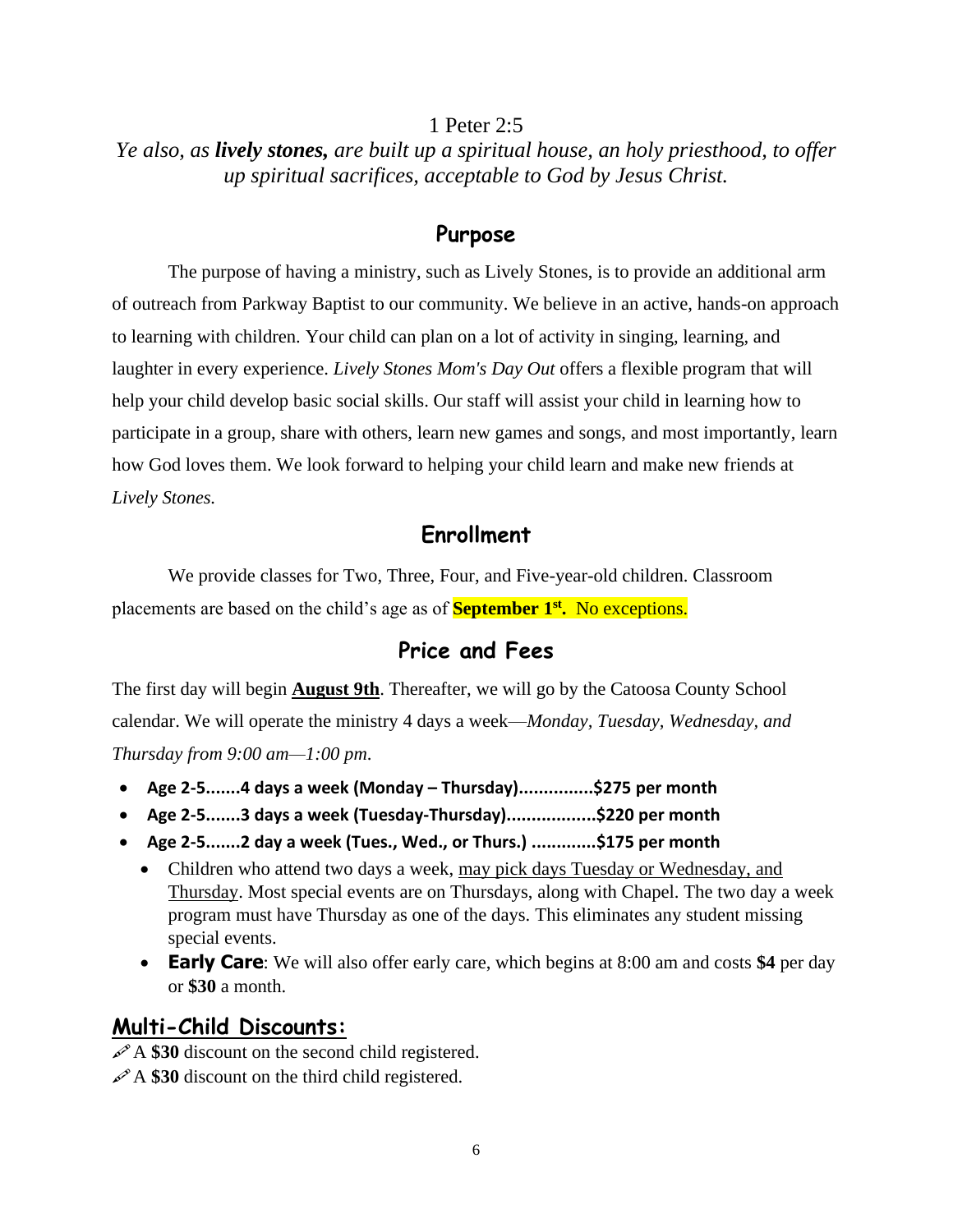1 Peter 2:5

*Ye also, as **lively stones,** are built up a spiritual house, an holy priesthood, to offer up spiritual sacrifices, acceptable to God by Jesus Christ.*

## Purpose

The purpose of having a ministry, such as Lively Stones, is to provide an additional arm of outreach from Parkway Baptist to our community. We believe in an active, hands-on approach to learning with children. Your child can plan on a lot of activity in singing, learning, and laughter in every experience. *Lively Stones Mom's Day Out* offers a flexible program that will help your child develop basic social skills. Our staff will assist your child in learning how to participate in a group, share with others, learn new games and songs, and most importantly, learn how God loves them. We look forward to helping your child learn and make new friends at *Lively Stones.*

## Enrollment

We provide classes for Two, Three, Four, and Five-year-old children. Classroom placements are based on the child's age as of **September 1st.** No exceptions.

## Price and Fees

The first day will begin **August 9th**. Thereafter, we will go by the Catoosa County School calendar. We will operate the ministry 4 days a week—*Monday, Tuesday, Wednesday, and Thursday from 9:00 am—1:00 pm.*

- **Age 2-5.......4 days a week (Monday – Thursday)...............$275 per month**
- **Age 2-5.......3 days a week (Tuesday-Thursday)..................$220 per month**
- **Age 2-5.......2 day a week (Tues., Wed., or Thurs.) .............$175 per month**
  - Children who attend two days a week, may pick days Tuesday or Wednesday, and Thursday. Most special events are on Thursdays, along with Chapel. The two day a week program must have Thursday as one of the days. This eliminates any student missing special events.
  - **Early Care**: We will also offer early care, which begins at 8:00 am and costs **$4** per day or **$30** a month.

## Multi-Child Discounts:

- A **$30** discount on the second child registered.
- A **$30** discount on the third child registered.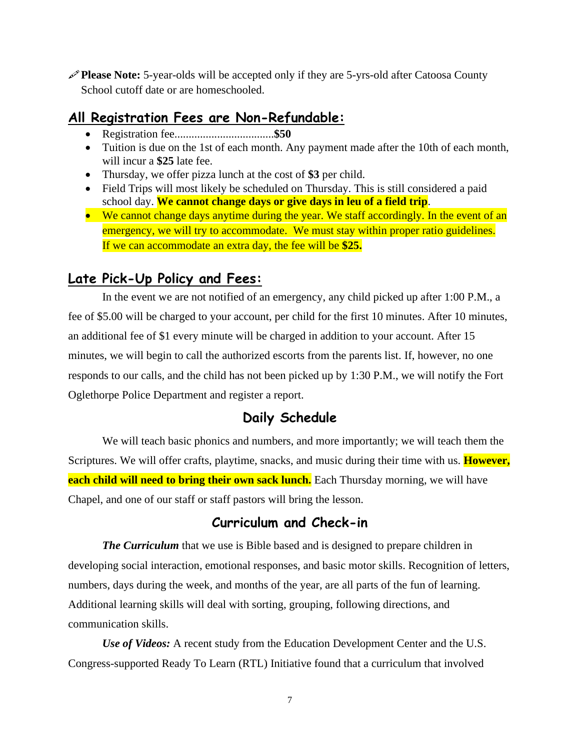🖊 **Please Note:** 5-year-olds will be accepted only if they are 5-yrs-old after Catoosa County School cutoff date or are homeschooled.

## All Registration Fees are Non-Refundable:

- Registration fee...................................**$50**
- Tuition is due on the 1st of each month. Any payment made after the 10th of each month, will incur a **$25** late fee.
- Thursday, we offer pizza lunch at the cost of **$3** per child.
- Field Trips will most likely be scheduled on Thursday. This is still considered a paid school day. **We cannot change days or give days in leu of a field trip**.
- We cannot change days anytime during the year. We staff accordingly. In the event of an emergency, we will try to accommodate. We must stay within proper ratio guidelines. If we can accommodate an extra day, the fee will be **$25.**

## Late Pick-Up Policy and Fees:

In the event we are not notified of an emergency, any child picked up after 1:00 P.M., a fee of $5.00 will be charged to your account, per child for the first 10 minutes. After 10 minutes, an additional fee of $1 every minute will be charged in addition to your account. After 15 minutes, we will begin to call the authorized escorts from the parents list. If, however, no one responds to our calls, and the child has not been picked up by 1:30 P.M., we will notify the Fort Oglethorpe Police Department and register a report.

## Daily Schedule

We will teach basic phonics and numbers, and more importantly; we will teach them the Scriptures. We will offer crafts, playtime, snacks, and music during their time with us. **However, each child will need to bring their own sack lunch.** Each Thursday morning, we will have Chapel, and one of our staff or staff pastors will bring the lesson.

## Curriculum and Check-in

***The Curriculum*** that we use is Bible based and is designed to prepare children in developing social interaction, emotional responses, and basic motor skills. Recognition of letters, numbers, days during the week, and months of the year, are all parts of the fun of learning. Additional learning skills will deal with sorting, grouping, following directions, and communication skills.

***Use of Videos:*** A recent study from the Education Development Center and the U.S. Congress-supported Ready To Learn (RTL) Initiative found that a curriculum that involved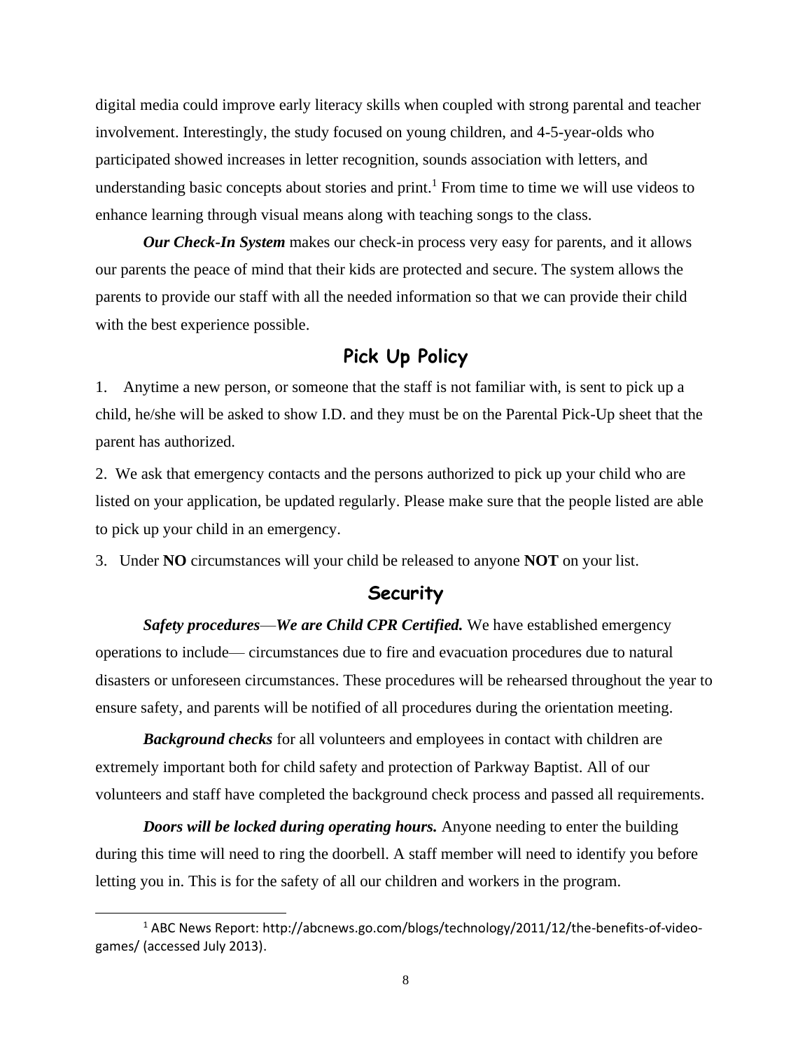digital media could improve early literacy skills when coupled with strong parental and teacher involvement. Interestingly, the study focused on young children, and 4-5-year-olds who participated showed increases in letter recognition, sounds association with letters, and understanding basic concepts about stories and print.[1] From time to time we will use videos to enhance learning through visual means along with teaching songs to the class.

***Our Check-In System*** makes our check-in process very easy for parents, and it allows our parents the peace of mind that their kids are protected and secure. The system allows the parents to provide our staff with all the needed information so that we can provide their child with the best experience possible.

## Pick Up Policy

1. Anytime a new person, or someone that the staff is not familiar with, is sent to pick up a child, he/she will be asked to show I.D. and they must be on the Parental Pick-Up sheet that the parent has authorized.

2. We ask that emergency contacts and the persons authorized to pick up your child who are listed on your application, be updated regularly. Please make sure that the people listed are able to pick up your child in an emergency.

3. Under **NO** circumstances will your child be released to anyone **NOT** on your list.

## Security

***Safety procedures—We are Child CPR Certified.*** We have established emergency operations to include— circumstances due to fire and evacuation procedures due to natural disasters or unforeseen circumstances. These procedures will be rehearsed throughout the year to ensure safety, and parents will be notified of all procedures during the orientation meeting.

***Background checks*** for all volunteers and employees in contact with children are extremely important both for child safety and protection of Parkway Baptist. All of our volunteers and staff have completed the background check process and passed all requirements.

***Doors will be locked during operating hours.*** Anyone needing to enter the building during this time will need to ring the doorbell. A staff member will need to identify you before letting you in. This is for the safety of all our children and workers in the program.

---

[1] ABC News Report: http://abcnews.go.com/blogs/technology/2011/12/the-benefits-of-video-games/ (accessed July 2013).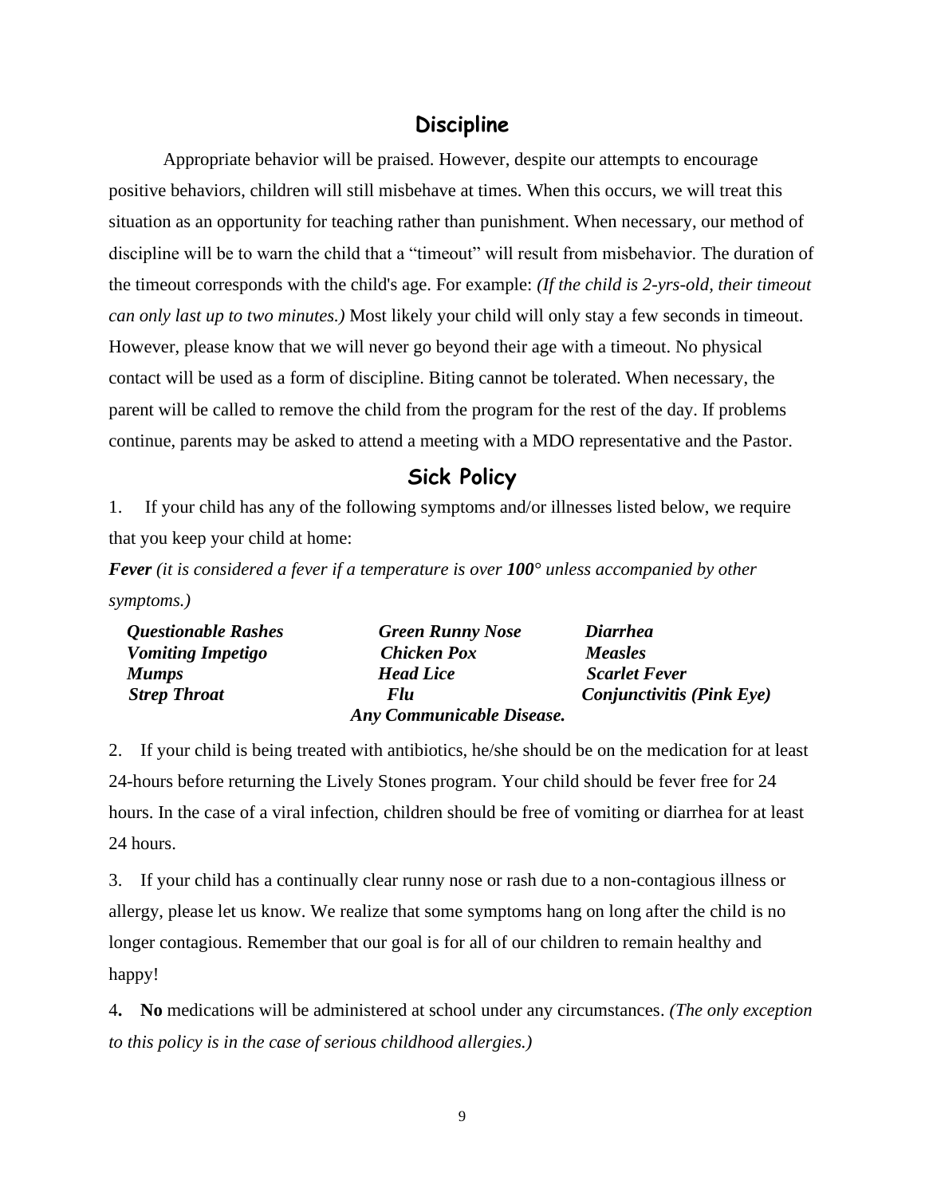## Discipline

Appropriate behavior will be praised. However, despite our attempts to encourage positive behaviors, children will still misbehave at times. When this occurs, we will treat this situation as an opportunity for teaching rather than punishment. When necessary, our method of discipline will be to warn the child that a "timeout" will result from misbehavior. The duration of the timeout corresponds with the child's age. For example: *(If the child is 2-yrs-old, their timeout can only last up to two minutes.)* Most likely your child will only stay a few seconds in timeout. However, please know that we will never go beyond their age with a timeout. No physical contact will be used as a form of discipline. Biting cannot be tolerated. When necessary, the parent will be called to remove the child from the program for the rest of the day. If problems continue, parents may be asked to attend a meeting with a MDO representative and the Pastor.

## Sick Policy

1. If your child has any of the following symptoms and/or illnesses listed below, we require that you keep your child at home:

***Fever*** *(it is considered a fever if a temperature is over **100°** unless accompanied by other symptoms.)*

| | | |
|---|---|---|
| ***Questionable Rashes*** | ***Green Runny Nose*** | ***Diarrhea*** |
| ***Vomiting Impetigo*** | ***Chicken Pox*** | ***Measles*** |
| ***Mumps*** | ***Head Lice*** | ***Scarlet Fever*** |
| ***Strep Throat*** | ***Flu*** | ***Conjunctivitis (Pink Eye)*** |

***Any Communicable Disease.***

2. If your child is being treated with antibiotics, he/she should be on the medication for at least 24-hours before returning the Lively Stones program. Your child should be fever free for 24 hours. In the case of a viral infection, children should be free of vomiting or diarrhea for at least 24 hours.

3. If your child has a continually clear runny nose or rash due to a non-contagious illness or allergy, please let us know. We realize that some symptoms hang on long after the child is no longer contagious. Remember that our goal is for all of our children to remain healthy and happy!

4. **No** medications will be administered at school under any circumstances. *(The only exception to this policy is in the case of serious childhood allergies.)*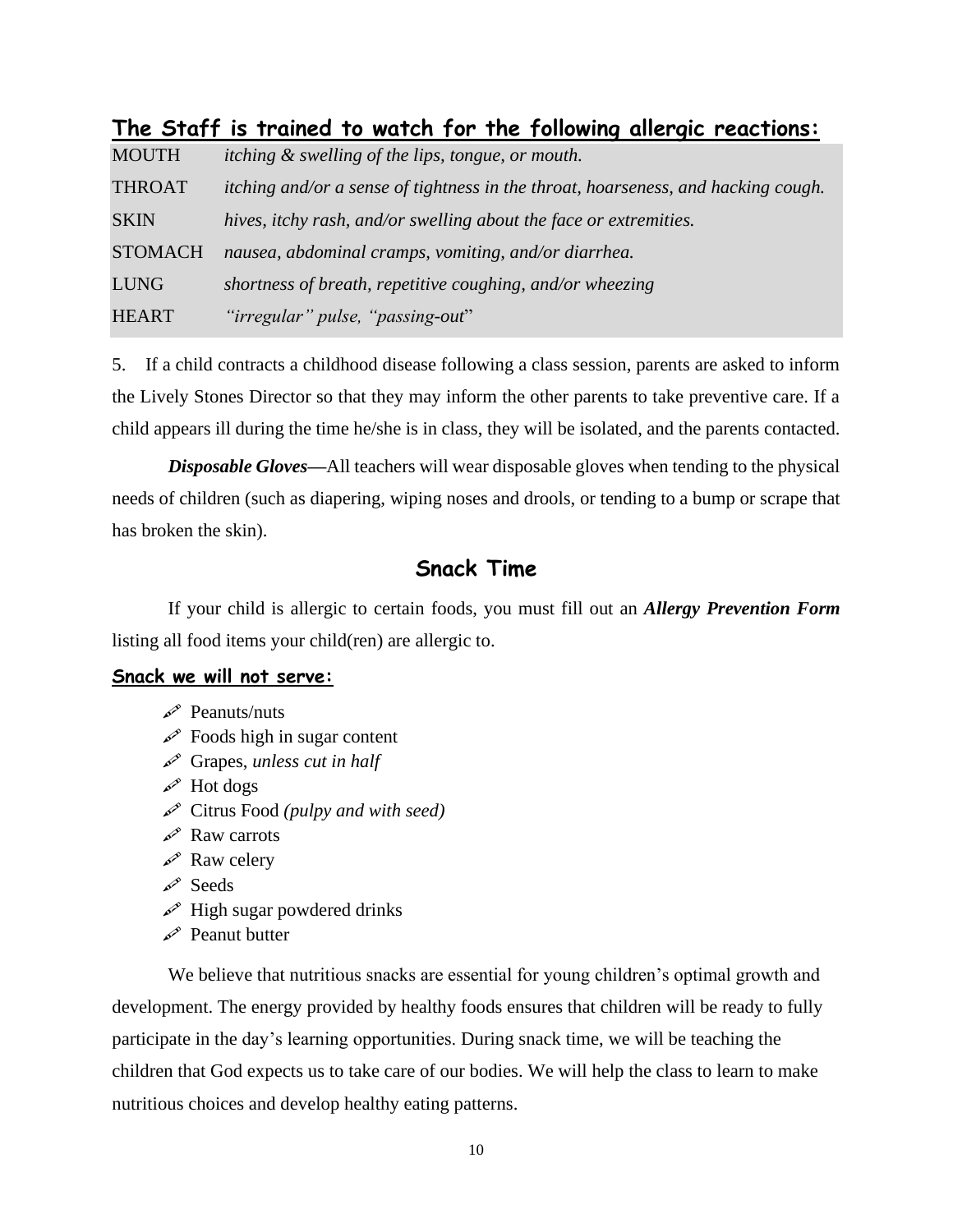## The Staff is trained to watch for the following allergic reactions:

| | |
|---|---|
| MOUTH | *itching & swelling of the lips, tongue, or mouth.* |
| THROAT | *itching and/or a sense of tightness in the throat, hoarseness, and hacking cough.* |
| SKIN | *hives, itchy rash, and/or swelling about the face or extremities.* |
| STOMACH | *nausea, abdominal cramps, vomiting, and/or diarrhea.* |
| LUNG | *shortness of breath, repetitive coughing, and/or wheezing* |
| HEART | *"irregular" pulse, "passing-out"* |

5. If a child contracts a childhood disease following a class session, parents are asked to inform the Lively Stones Director so that they may inform the other parents to take preventive care. If a child appears ill during the time he/she is in class, they will be isolated, and the parents contacted.

***Disposable Gloves***—All teachers will wear disposable gloves when tending to the physical needs of children (such as diapering, wiping noses and drools, or tending to a bump or scrape that has broken the skin).

## Snack Time

If your child is allergic to certain foods, you must fill out an ***Allergy Prevention Form*** listing all food items your child(ren) are allergic to.

**Snack we will not serve:**

- Peanuts/nuts
- Foods high in sugar content
- Grapes, *unless cut in half*
- Hot dogs
- Citrus Food *(pulpy and with seed)*
- Raw carrots
- Raw celery
- Seeds
- High sugar powdered drinks
- Peanut butter

We believe that nutritious snacks are essential for young children's optimal growth and development. The energy provided by healthy foods ensures that children will be ready to fully participate in the day's learning opportunities. During snack time, we will be teaching the children that God expects us to take care of our bodies. We will help the class to learn to make nutritious choices and develop healthy eating patterns.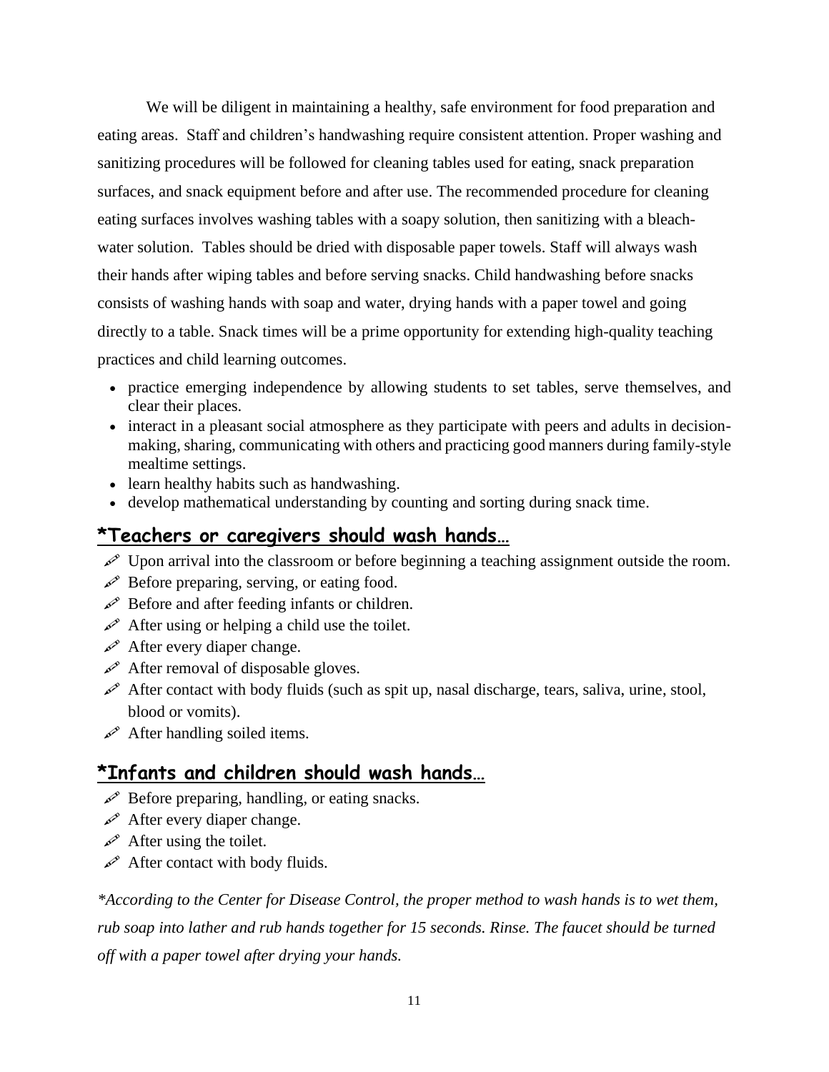We will be diligent in maintaining a healthy, safe environment for food preparation and eating areas. Staff and children's handwashing require consistent attention. Proper washing and sanitizing procedures will be followed for cleaning tables used for eating, snack preparation surfaces, and snack equipment before and after use. The recommended procedure for cleaning eating surfaces involves washing tables with a soapy solution, then sanitizing with a bleach-water solution. Tables should be dried with disposable paper towels. Staff will always wash their hands after wiping tables and before serving snacks. Child handwashing before snacks consists of washing hands with soap and water, drying hands with a paper towel and going directly to a table. Snack times will be a prime opportunity for extending high-quality teaching practices and child learning outcomes.

- practice emerging independence by allowing students to set tables, serve themselves, and clear their places.
- interact in a pleasant social atmosphere as they participate with peers and adults in decision-making, sharing, communicating with others and practicing good manners during family-style mealtime settings.
- learn healthy habits such as handwashing.
- develop mathematical understanding by counting and sorting during snack time.

## *Teachers or caregivers should wash hands…

- Upon arrival into the classroom or before beginning a teaching assignment outside the room.
- Before preparing, serving, or eating food.
- Before and after feeding infants or children.
- After using or helping a child use the toilet.
- After every diaper change.
- After removal of disposable gloves.
- After contact with body fluids (such as spit up, nasal discharge, tears, saliva, urine, stool, blood or vomits).
- After handling soiled items.

## *Infants and children should wash hands…

- Before preparing, handling, or eating snacks.
- After every diaper change.
- After using the toilet.
- After contact with body fluids.

*\*According to the Center for Disease Control, the proper method to wash hands is to wet them, rub soap into lather and rub hands together for 15 seconds. Rinse. The faucet should be turned off with a paper towel after drying your hands.*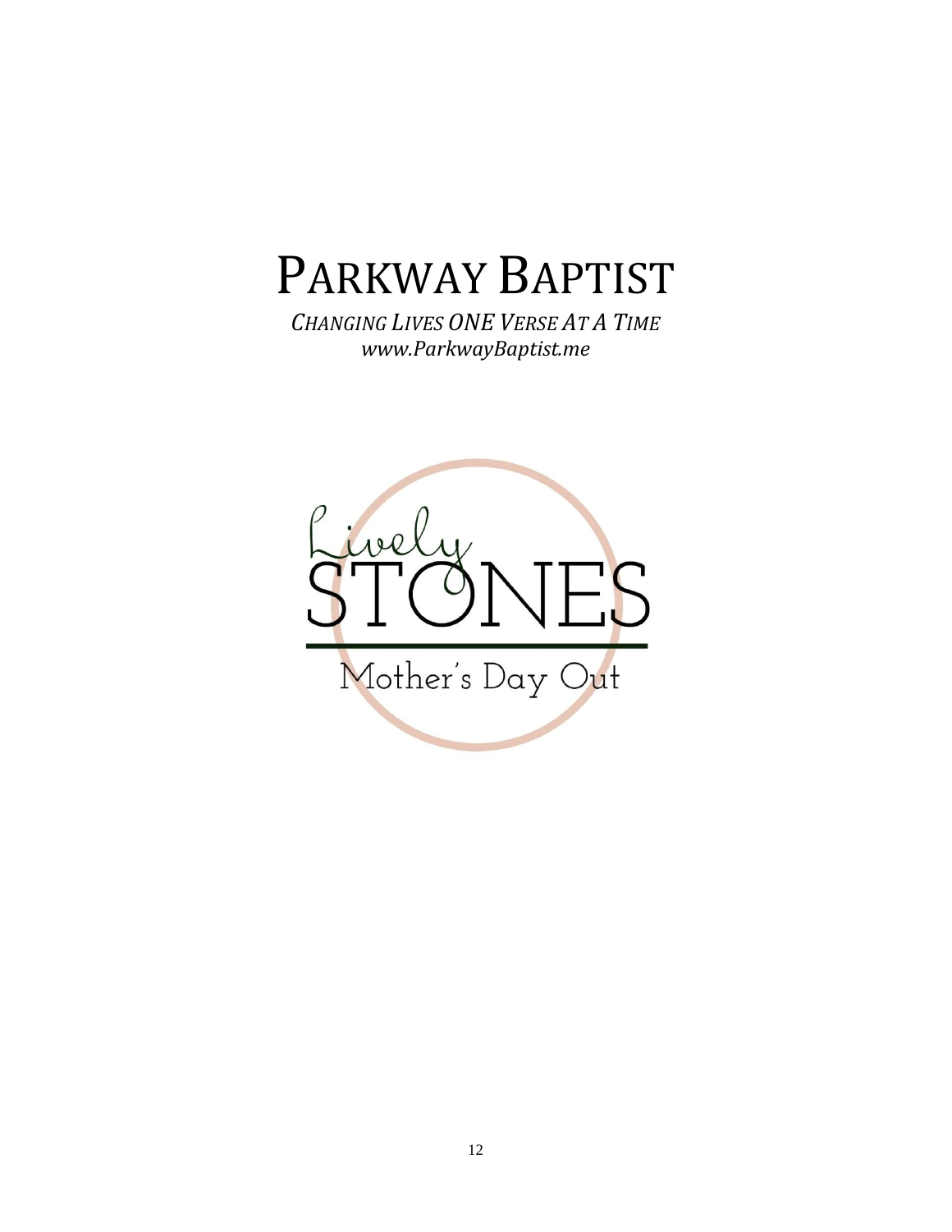# PARKWAY BAPTIST

*CHANGING LIVES ONE VERSE AT A TIME*
*www.ParkwayBaptist.me*

Lively
STONES
Mother's Day Out